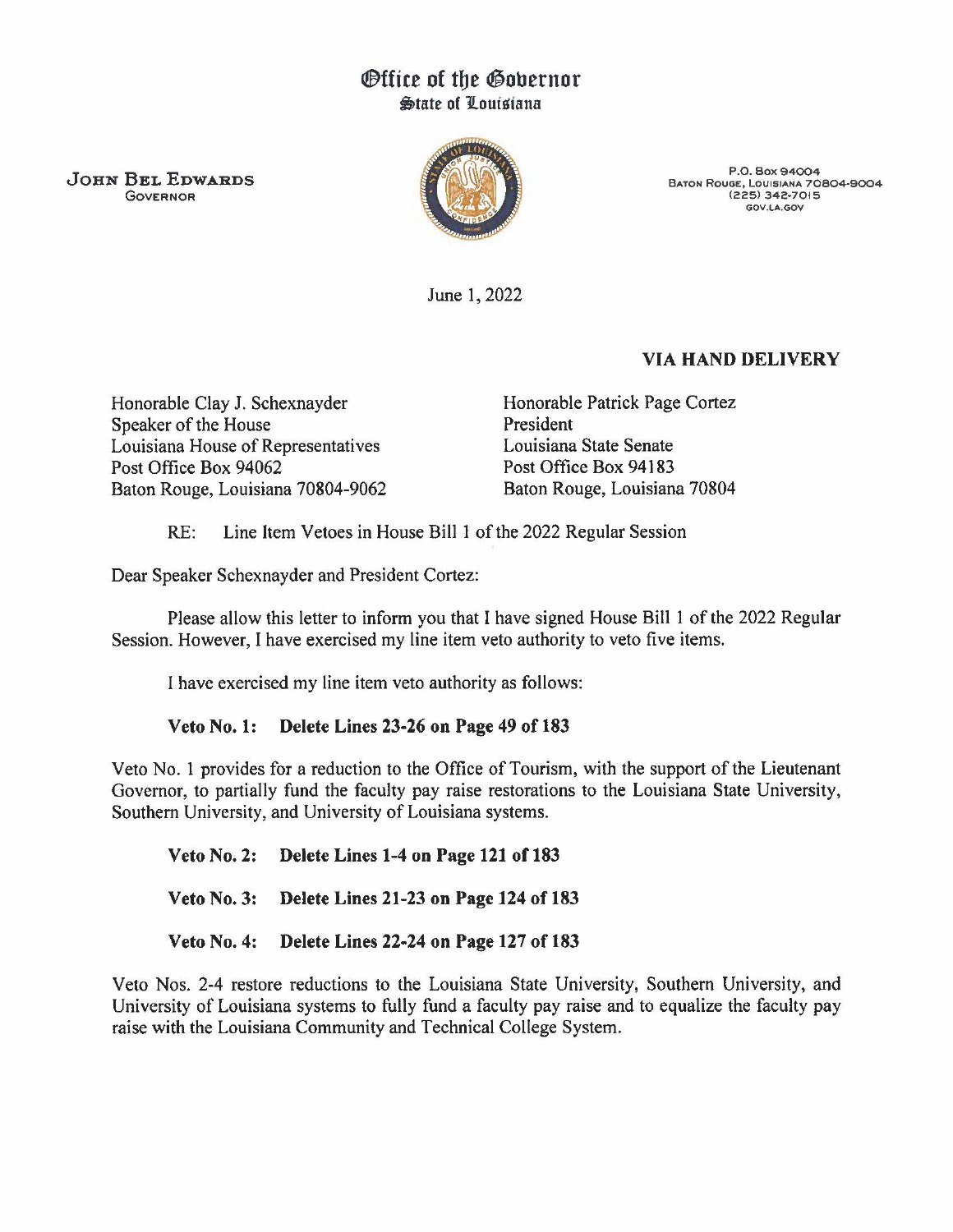# Office of the Governor
## State of Louisiana

**John Bel Edwards**
Governor

P.O. Box 94004
Baton Rouge, Louisiana 70804-9004
(225) 342-7015
GOV.LA.GOV

June 1, 2022

**VIA HAND DELIVERY**

Honorable Clay J. Schexnayder
Speaker of the House
Louisiana House of Representatives
Post Office Box 94062
Baton Rouge, Louisiana 70804-9062

Honorable Patrick Page Cortez
President
Louisiana State Senate
Post Office Box 94183
Baton Rouge, Louisiana 70804

RE: Line Item Vetoes in House Bill 1 of the 2022 Regular Session

Dear Speaker Schexnayder and President Cortez:

Please allow this letter to inform you that I have signed House Bill 1 of the 2022 Regular Session. However, I have exercised my line item veto authority to veto five items.

I have exercised my line item veto authority as follows:

**Veto No. 1: Delete Lines 23-26 on Page 49 of 183**

Veto No. 1 provides for a reduction to the Office of Tourism, with the support of the Lieutenant Governor, to partially fund the faculty pay raise restorations to the Louisiana State University, Southern University, and University of Louisiana systems.

**Veto No. 2: Delete Lines 1-4 on Page 121 of 183**

**Veto No. 3: Delete Lines 21-23 on Page 124 of 183**

**Veto No. 4: Delete Lines 22-24 on Page 127 of 183**

Veto Nos. 2-4 restore reductions to the Louisiana State University, Southern University, and University of Louisiana systems to fully fund a faculty pay raise and to equalize the faculty pay raise with the Louisiana Community and Technical College System.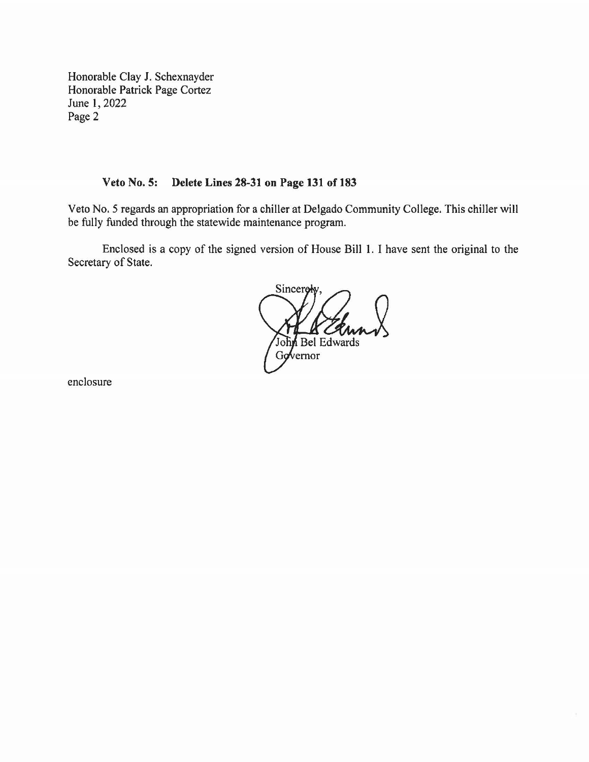Honorable Clay J. Schexnayder
Honorable Patrick Page Cortez
June 1, 2022
Page 2

**Veto No. 5: Delete Lines 28-31 on Page 131 of 183**

Veto No. 5 regards an appropriation for a chiller at Delgado Community College. This chiller will be fully funded through the statewide maintenance program.

Enclosed is a copy of the signed version of House Bill 1. I have sent the original to the Secretary of State.

Sincerely,

John Bel Edwards
Governor

enclosure